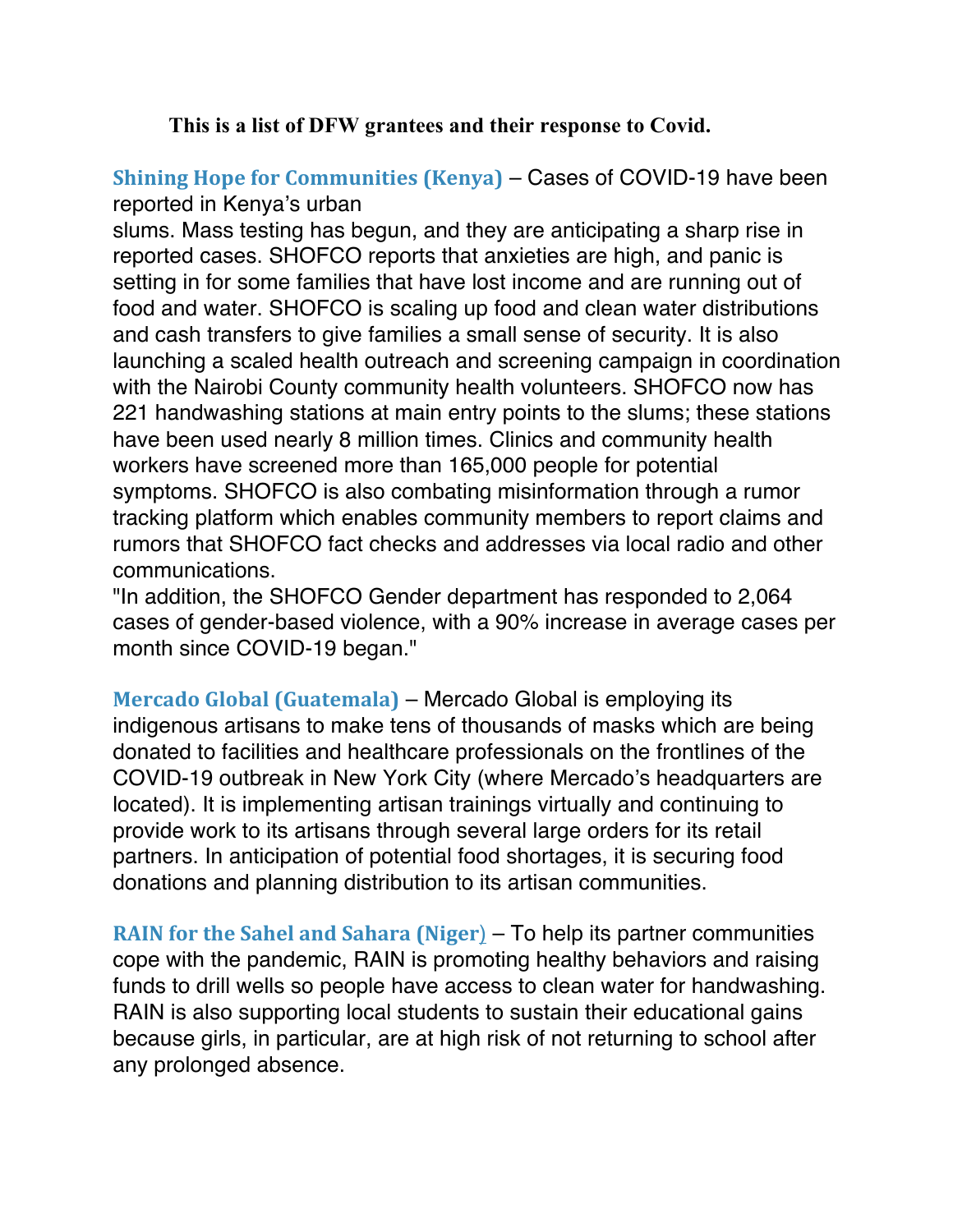**This is a list of DFW grantees and their response to Covid.**

**Shining Hope for Communities (Kenya)** – Cases of COVID-19 have been reported in Kenya's urban slums. Mass testing has begun, and they are anticipating a sharp rise in reported cases. SHOFCO reports that anxieties are high, and panic is setting in for some families that have lost income and are running out of food and water. SHOFCO is scaling up food and clean water distributions and cash transfers to give families a small sense of security. It is also launching a scaled health outreach and screening campaign in coordination with the Nairobi County community health volunteers. SHOFCO now has 221 handwashing stations at main entry points to the slums; these stations have been used nearly 8 million times. Clinics and community health workers have screened more than 165,000 people for potential symptoms. SHOFCO is also combating misinformation through a rumor tracking platform which enables community members to report claims and rumors that SHOFCO fact checks and addresses via local radio and other communications.
"In addition, the SHOFCO Gender department has responded to 2,064 cases of gender-based violence, with a 90% increase in average cases per month since COVID-19 began."

**Mercado Global (Guatemala)** – Mercado Global is employing its indigenous artisans to make tens of thousands of masks which are being donated to facilities and healthcare professionals on the frontlines of the COVID-19 outbreak in New York City (where Mercado's headquarters are located). It is implementing artisan trainings virtually and continuing to provide work to its artisans through several large orders for its retail partners. In anticipation of potential food shortages, it is securing food donations and planning distribution to its artisan communities.

**RAIN for the Sahel and Sahara (Niger)** – To help its partner communities cope with the pandemic, RAIN is promoting healthy behaviors and raising funds to drill wells so people have access to clean water for handwashing. RAIN is also supporting local students to sustain their educational gains because girls, in particular, are at high risk of not returning to school after any prolonged absence.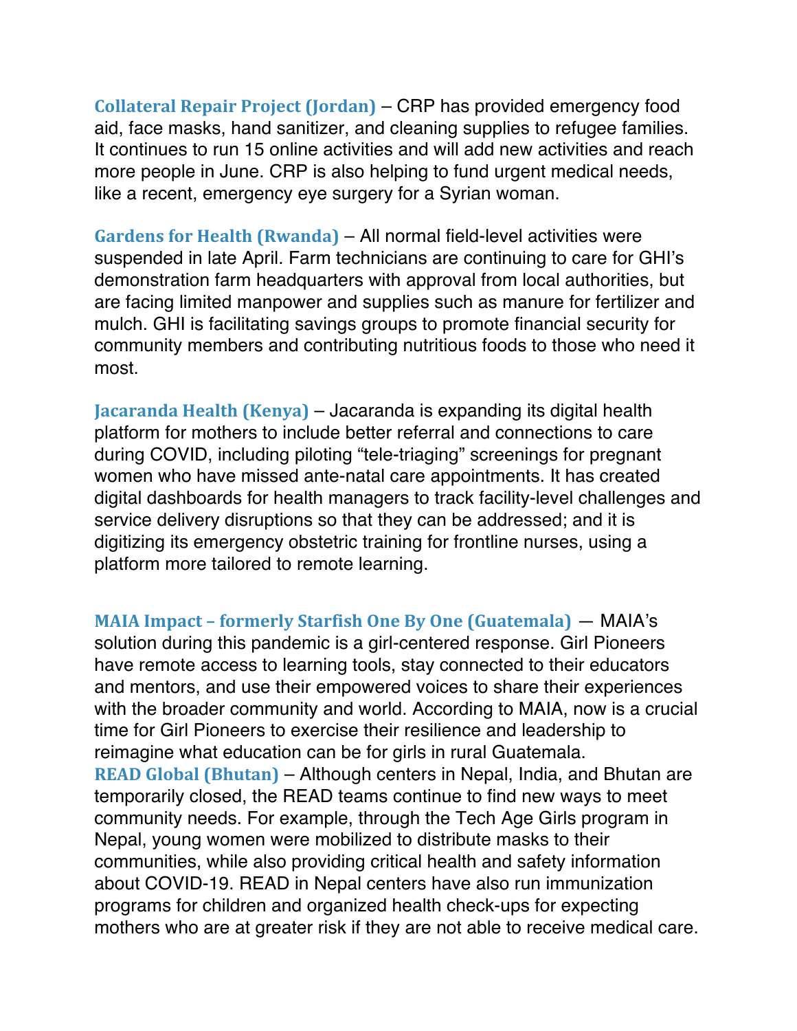**Collateral Repair Project (Jordan)** – CRP has provided emergency food aid, face masks, hand sanitizer, and cleaning supplies to refugee families. It continues to run 15 online activities and will add new activities and reach more people in June. CRP is also helping to fund urgent medical needs, like a recent, emergency eye surgery for a Syrian woman.

**Gardens for Health (Rwanda)** – All normal field-level activities were suspended in late April. Farm technicians are continuing to care for GHI's demonstration farm headquarters with approval from local authorities, but are facing limited manpower and supplies such as manure for fertilizer and mulch. GHI is facilitating savings groups to promote financial security for community members and contributing nutritious foods to those who need it most.

**Jacaranda Health (Kenya)** – Jacaranda is expanding its digital health platform for mothers to include better referral and connections to care during COVID, including piloting "tele-triaging" screenings for pregnant women who have missed ante-natal care appointments. It has created digital dashboards for health managers to track facility-level challenges and service delivery disruptions so that they can be addressed; and it is digitizing its emergency obstetric training for frontline nurses, using a platform more tailored to remote learning.

**MAIA Impact – formerly Starfish One By One (Guatemala)** — MAIA's solution during this pandemic is a girl-centered response. Girl Pioneers have remote access to learning tools, stay connected to their educators and mentors, and use their empowered voices to share their experiences with the broader community and world. According to MAIA, now is a crucial time for Girl Pioneers to exercise their resilience and leadership to reimagine what education can be for girls in rural Guatemala.

**READ Global (Bhutan)** – Although centers in Nepal, India, and Bhutan are temporarily closed, the READ teams continue to find new ways to meet community needs. For example, through the Tech Age Girls program in Nepal, young women were mobilized to distribute masks to their communities, while also providing critical health and safety information about COVID-19. READ in Nepal centers have also run immunization programs for children and organized health check-ups for expecting mothers who are at greater risk if they are not able to receive medical care.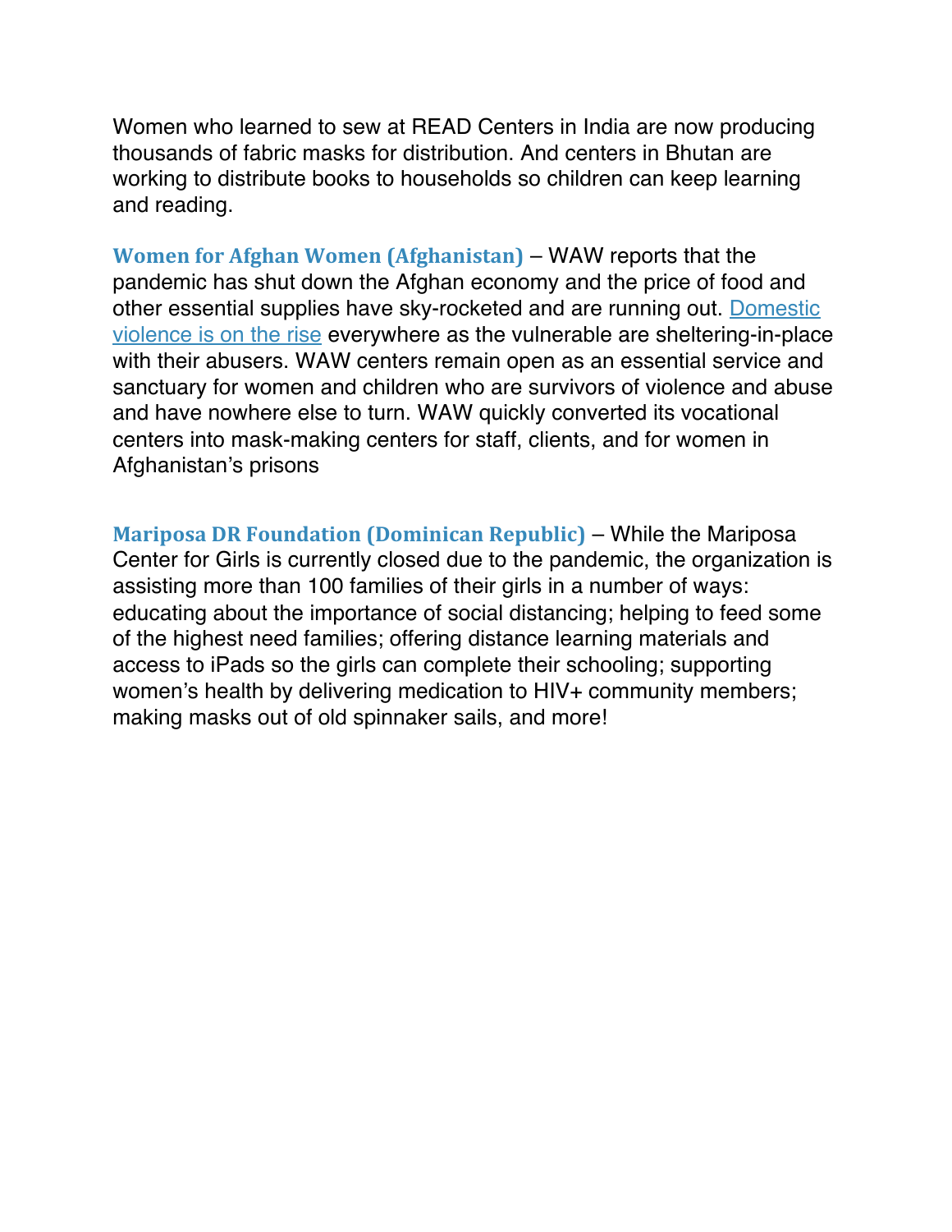Women who learned to sew at READ Centers in India are now producing thousands of fabric masks for distribution. And centers in Bhutan are working to distribute books to households so children can keep learning and reading.

**Women for Afghan Women (Afghanistan)** – WAW reports that the pandemic has shut down the Afghan economy and the price of food and other essential supplies have sky-rocketed and are running out. Domestic violence is on the rise everywhere as the vulnerable are sheltering-in-place with their abusers. WAW centers remain open as an essential service and sanctuary for women and children who are survivors of violence and abuse and have nowhere else to turn. WAW quickly converted its vocational centers into mask-making centers for staff, clients, and for women in Afghanistan's prisons

**Mariposa DR Foundation (Dominican Republic)** – While the Mariposa Center for Girls is currently closed due to the pandemic, the organization is assisting more than 100 families of their girls in a number of ways: educating about the importance of social distancing; helping to feed some of the highest need families; offering distance learning materials and access to iPads so the girls can complete their schooling; supporting women's health by delivering medication to HIV+ community members; making masks out of old spinnaker sails, and more!